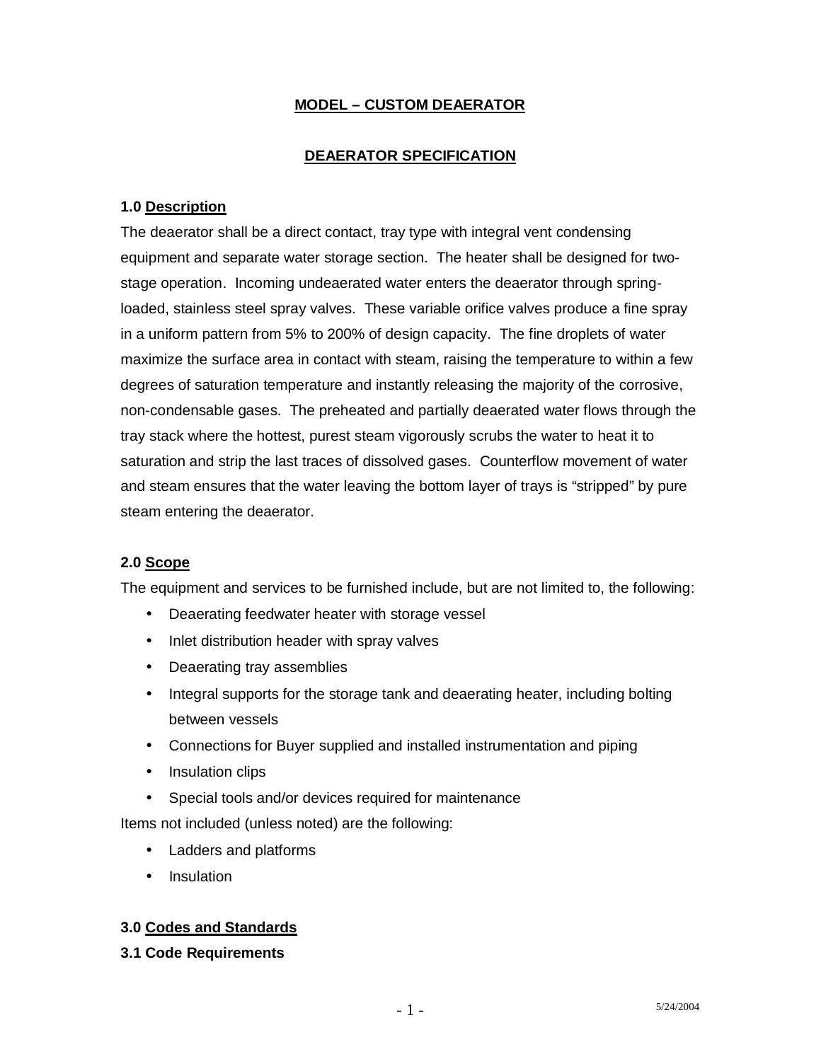# MODEL – CUSTOM DEAERATOR

## DEAERATOR SPECIFICATION

### 1.0 Description

The deaerator shall be a direct contact, tray type with integral vent condensing equipment and separate water storage section. The heater shall be designed for two-stage operation. Incoming undeaerated water enters the deaerator through spring-loaded, stainless steel spray valves. These variable orifice valves produce a fine spray in a uniform pattern from 5% to 200% of design capacity. The fine droplets of water maximize the surface area in contact with steam, raising the temperature to within a few degrees of saturation temperature and instantly releasing the majority of the corrosive, non-condensable gases. The preheated and partially deaerated water flows through the tray stack where the hottest, purest steam vigorously scrubs the water to heat it to saturation and strip the last traces of dissolved gases. Counterflow movement of water and steam ensures that the water leaving the bottom layer of trays is "stripped" by pure steam entering the deaerator.

### 2.0 Scope

The equipment and services to be furnished include, but are not limited to, the following:

- Deaerating feedwater heater with storage vessel
- Inlet distribution header with spray valves
- Deaerating tray assemblies
- Integral supports for the storage tank and deaerating heater, including bolting between vessels
- Connections for Buyer supplied and installed instrumentation and piping
- Insulation clips
- Special tools and/or devices required for maintenance

Items not included (unless noted) are the following:

- Ladders and platforms
- Insulation

### 3.0 Codes and Standards

#### 3.1 Code Requirements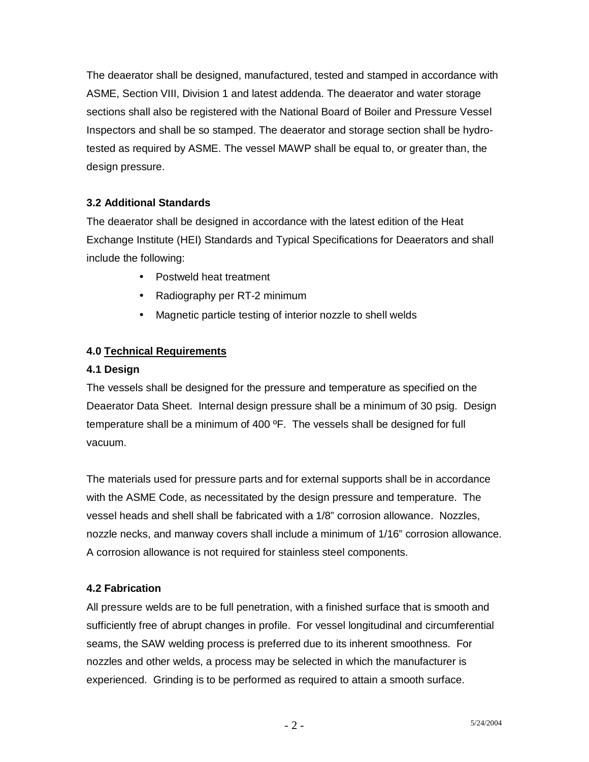The deaerator shall be designed, manufactured, tested and stamped in accordance with ASME, Section VIII, Division 1 and latest addenda. The deaerator and water storage sections shall also be registered with the National Board of Boiler and Pressure Vessel Inspectors and shall be so stamped. The deaerator and storage section shall be hydro-tested as required by ASME. The vessel MAWP shall be equal to, or greater than, the design pressure.

### 3.2 Additional Standards

The deaerator shall be designed in accordance with the latest edition of the Heat Exchange Institute (HEI) Standards and Typical Specifications for Deaerators and shall include the following:

- Postweld heat treatment
- Radiography per RT-2 minimum
- Magnetic particle testing of interior nozzle to shell welds

## 4.0 Technical Requirements

### 4.1 Design

The vessels shall be designed for the pressure and temperature as specified on the Deaerator Data Sheet. Internal design pressure shall be a minimum of 30 psig. Design temperature shall be a minimum of 400 ºF. The vessels shall be designed for full vacuum.

The materials used for pressure parts and for external supports shall be in accordance with the ASME Code, as necessitated by the design pressure and temperature. The vessel heads and shell shall be fabricated with a 1/8" corrosion allowance. Nozzles, nozzle necks, and manway covers shall include a minimum of 1/16" corrosion allowance. A corrosion allowance is not required for stainless steel components.

### 4.2 Fabrication

All pressure welds are to be full penetration, with a finished surface that is smooth and sufficiently free of abrupt changes in profile. For vessel longitudinal and circumferential seams, the SAW welding process is preferred due to its inherent smoothness. For nozzles and other welds, a process may be selected in which the manufacturer is experienced. Grinding is to be performed as required to attain a smooth surface.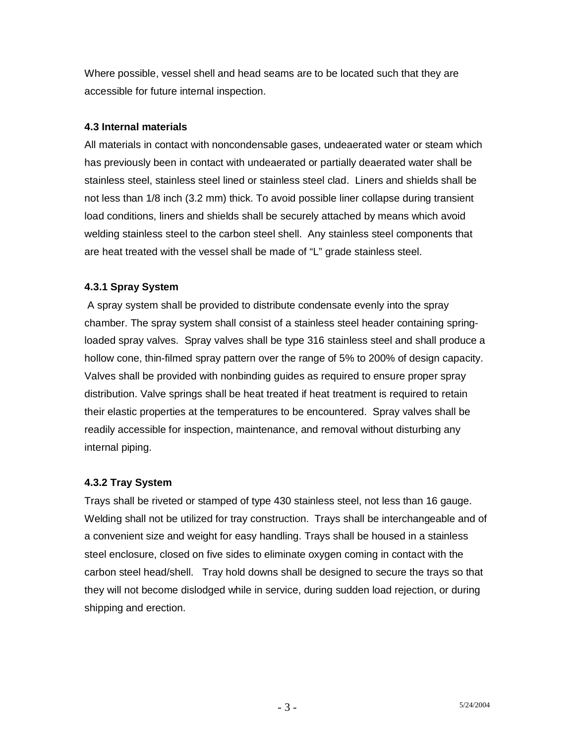Where possible, vessel shell and head seams are to be located such that they are accessible for future internal inspection.

### 4.3 Internal materials

All materials in contact with noncondensable gases, undeaerated water or steam which has previously been in contact with undeaerated or partially deaerated water shall be stainless steel, stainless steel lined or stainless steel clad. Liners and shields shall be not less than 1/8 inch (3.2 mm) thick. To avoid possible liner collapse during transient load conditions, liners and shields shall be securely attached by means which avoid welding stainless steel to the carbon steel shell. Any stainless steel components that are heat treated with the vessel shall be made of "L" grade stainless steel.

#### 4.3.1 Spray System

A spray system shall be provided to distribute condensate evenly into the spray chamber. The spray system shall consist of a stainless steel header containing spring-loaded spray valves. Spray valves shall be type 316 stainless steel and shall produce a hollow cone, thin-filmed spray pattern over the range of 5% to 200% of design capacity. Valves shall be provided with nonbinding guides as required to ensure proper spray distribution. Valve springs shall be heat treated if heat treatment is required to retain their elastic properties at the temperatures to be encountered. Spray valves shall be readily accessible for inspection, maintenance, and removal without disturbing any internal piping.

#### 4.3.2 Tray System

Trays shall be riveted or stamped of type 430 stainless steel, not less than 16 gauge. Welding shall not be utilized for tray construction. Trays shall be interchangeable and of a convenient size and weight for easy handling. Trays shall be housed in a stainless steel enclosure, closed on five sides to eliminate oxygen coming in contact with the carbon steel head/shell. Tray hold downs shall be designed to secure the trays so that they will not become dislodged while in service, during sudden load rejection, or during shipping and erection.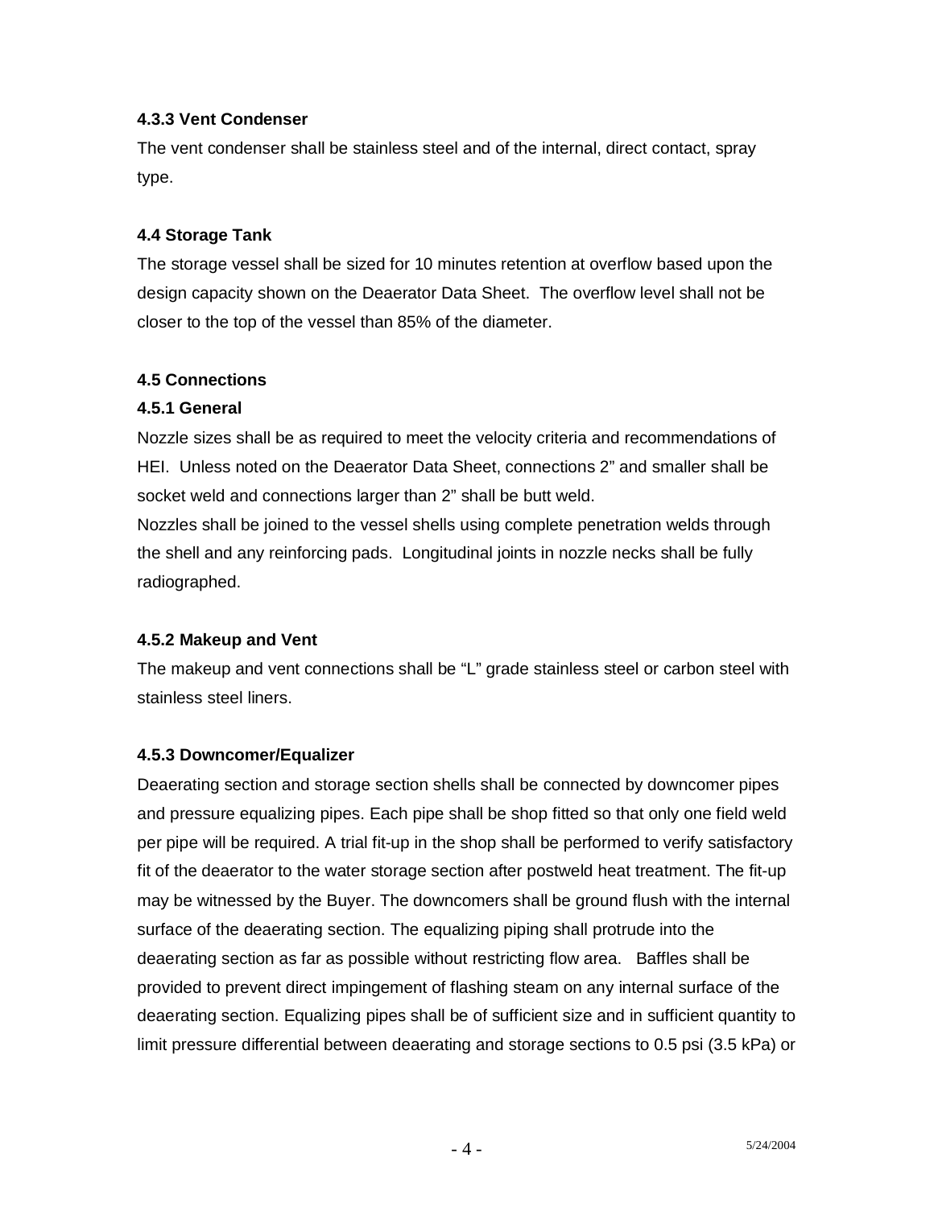#### 4.3.3 Vent Condenser

The vent condenser shall be stainless steel and of the internal, direct contact, spray type.

### 4.4 Storage Tank

The storage vessel shall be sized for 10 minutes retention at overflow based upon the design capacity shown on the Deaerator Data Sheet. The overflow level shall not be closer to the top of the vessel than 85% of the diameter.

### 4.5 Connections

#### 4.5.1 General

Nozzle sizes shall be as required to meet the velocity criteria and recommendations of HEI. Unless noted on the Deaerator Data Sheet, connections 2" and smaller shall be socket weld and connections larger than 2" shall be butt weld.

Nozzles shall be joined to the vessel shells using complete penetration welds through the shell and any reinforcing pads. Longitudinal joints in nozzle necks shall be fully radiographed.

#### 4.5.2 Makeup and Vent

The makeup and vent connections shall be "L" grade stainless steel or carbon steel with stainless steel liners.

#### 4.5.3 Downcomer/Equalizer

Deaerating section and storage section shells shall be connected by downcomer pipes and pressure equalizing pipes. Each pipe shall be shop fitted so that only one field weld per pipe will be required. A trial fit-up in the shop shall be performed to verify satisfactory fit of the deaerator to the water storage section after postweld heat treatment. The fit-up may be witnessed by the Buyer. The downcomers shall be ground flush with the internal surface of the deaerating section. The equalizing piping shall protrude into the deaerating section as far as possible without restricting flow area. Baffles shall be provided to prevent direct impingement of flashing steam on any internal surface of the deaerating section. Equalizing pipes shall be of sufficient size and in sufficient quantity to limit pressure differential between deaerating and storage sections to 0.5 psi (3.5 kPa) or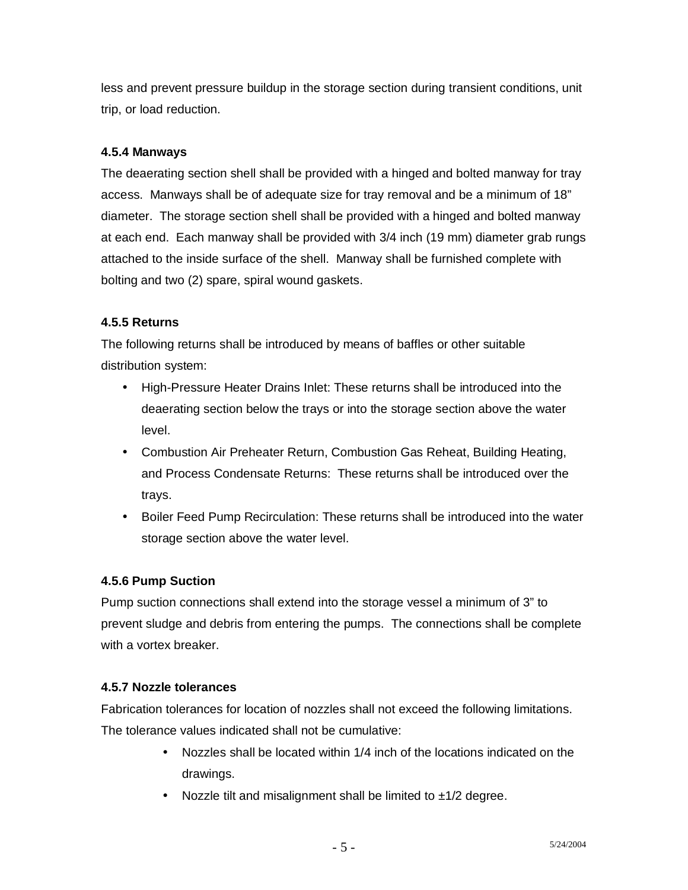less and prevent pressure buildup in the storage section during transient conditions, unit trip, or load reduction.

#### 4.5.4 Manways

The deaerating section shell shall be provided with a hinged and bolted manway for tray access. Manways shall be of adequate size for tray removal and be a minimum of 18" diameter. The storage section shell shall be provided with a hinged and bolted manway at each end. Each manway shall be provided with 3/4 inch (19 mm) diameter grab rungs attached to the inside surface of the shell. Manway shall be furnished complete with bolting and two (2) spare, spiral wound gaskets.

#### 4.5.5 Returns

The following returns shall be introduced by means of baffles or other suitable distribution system:

- High-Pressure Heater Drains Inlet: These returns shall be introduced into the deaerating section below the trays or into the storage section above the water level.
- Combustion Air Preheater Return, Combustion Gas Reheat, Building Heating, and Process Condensate Returns: These returns shall be introduced over the trays.
- Boiler Feed Pump Recirculation: These returns shall be introduced into the water storage section above the water level.

#### 4.5.6 Pump Suction

Pump suction connections shall extend into the storage vessel a minimum of 3" to prevent sludge and debris from entering the pumps. The connections shall be complete with a vortex breaker.

#### 4.5.7 Nozzle tolerances

Fabrication tolerances for location of nozzles shall not exceed the following limitations. The tolerance values indicated shall not be cumulative:

- Nozzles shall be located within 1/4 inch of the locations indicated on the drawings.
- Nozzle tilt and misalignment shall be limited to ±1/2 degree.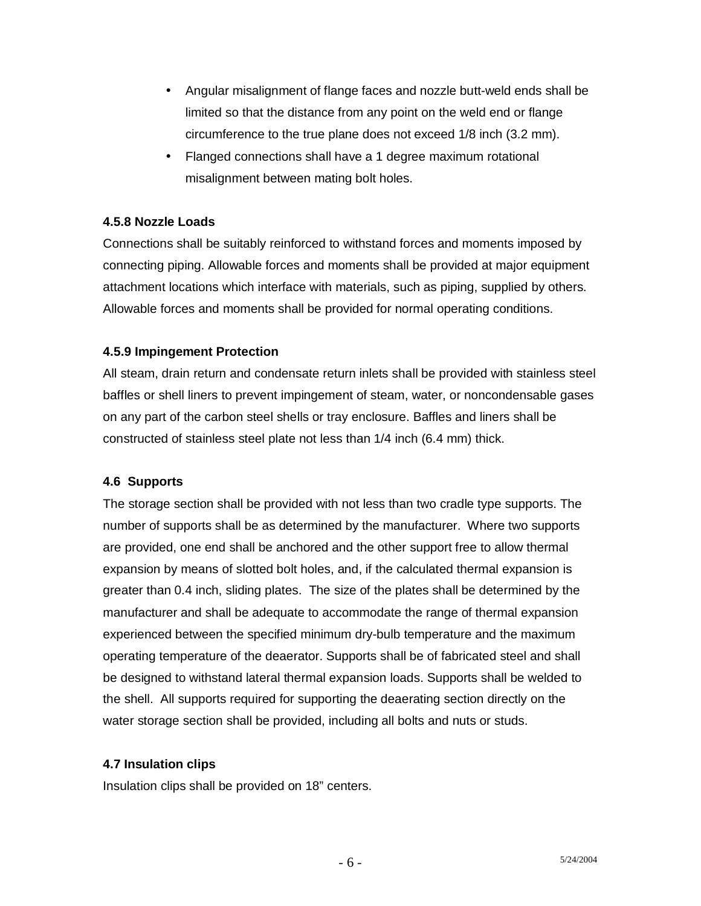- Angular misalignment of flange faces and nozzle butt-weld ends shall be limited so that the distance from any point on the weld end or flange circumference to the true plane does not exceed 1/8 inch (3.2 mm).
- Flanged connections shall have a 1 degree maximum rotational misalignment between mating bolt holes.

#### 4.5.8 Nozzle Loads

Connections shall be suitably reinforced to withstand forces and moments imposed by connecting piping. Allowable forces and moments shall be provided at major equipment attachment locations which interface with materials, such as piping, supplied by others. Allowable forces and moments shall be provided for normal operating conditions.

#### 4.5.9 Impingement Protection

All steam, drain return and condensate return inlets shall be provided with stainless steel baffles or shell liners to prevent impingement of steam, water, or noncondensable gases on any part of the carbon steel shells or tray enclosure. Baffles and liners shall be constructed of stainless steel plate not less than 1/4 inch (6.4 mm) thick.

### 4.6 Supports

The storage section shall be provided with not less than two cradle type supports. The number of supports shall be as determined by the manufacturer. Where two supports are provided, one end shall be anchored and the other support free to allow thermal expansion by means of slotted bolt holes, and, if the calculated thermal expansion is greater than 0.4 inch, sliding plates. The size of the plates shall be determined by the manufacturer and shall be adequate to accommodate the range of thermal expansion experienced between the specified minimum dry-bulb temperature and the maximum operating temperature of the deaerator. Supports shall be of fabricated steel and shall be designed to withstand lateral thermal expansion loads. Supports shall be welded to the shell. All supports required for supporting the deaerating section directly on the water storage section shall be provided, including all bolts and nuts or studs.

### 4.7 Insulation clips

Insulation clips shall be provided on 18" centers.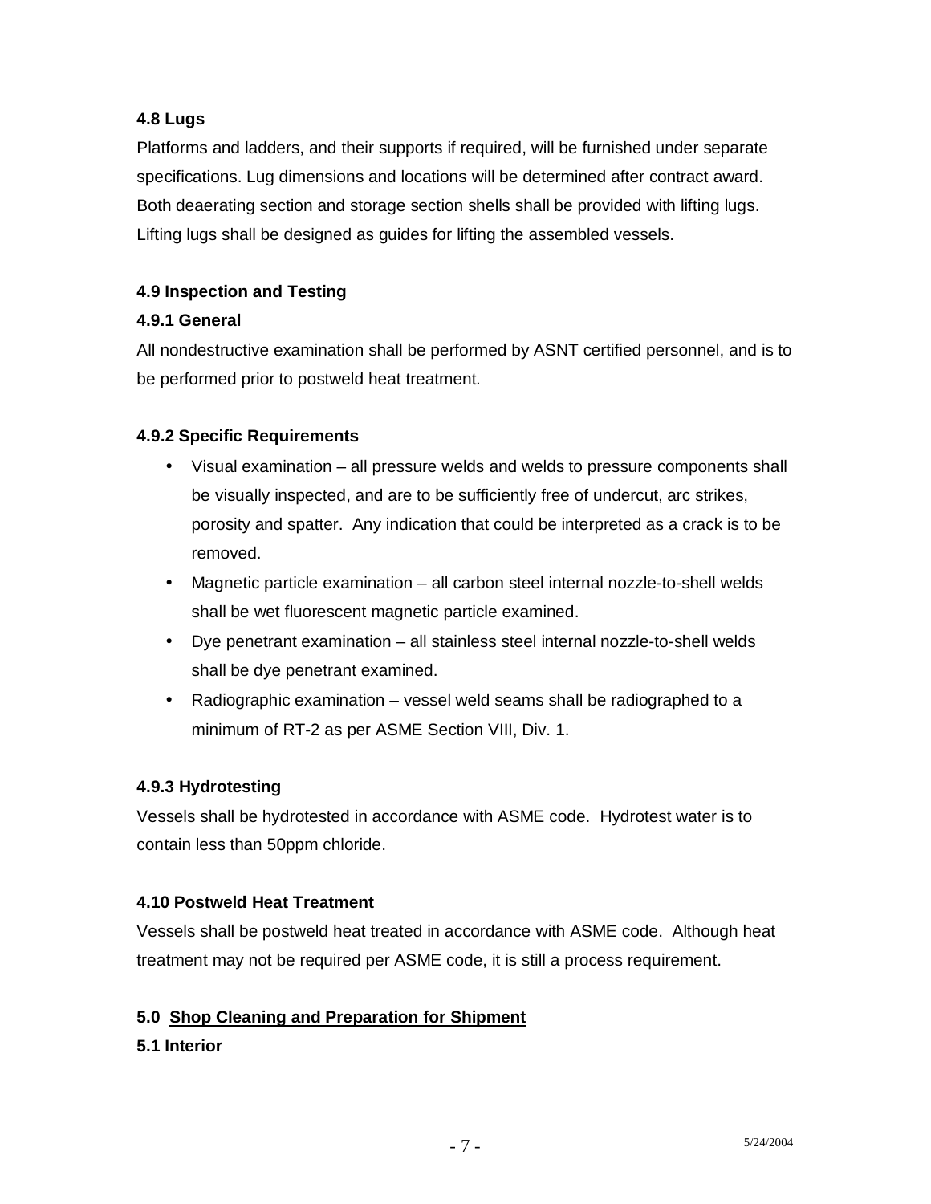### 4.8 Lugs

Platforms and ladders, and their supports if required, will be furnished under separate specifications. Lug dimensions and locations will be determined after contract award. Both deaerating section and storage section shells shall be provided with lifting lugs. Lifting lugs shall be designed as guides for lifting the assembled vessels.

### 4.9 Inspection and Testing

#### 4.9.1 General

All nondestructive examination shall be performed by ASNT certified personnel, and is to be performed prior to postweld heat treatment.

#### 4.9.2 Specific Requirements

- Visual examination – all pressure welds and welds to pressure components shall be visually inspected, and are to be sufficiently free of undercut, arc strikes, porosity and spatter. Any indication that could be interpreted as a crack is to be removed.
- Magnetic particle examination – all carbon steel internal nozzle-to-shell welds shall be wet fluorescent magnetic particle examined.
- Dye penetrant examination – all stainless steel internal nozzle-to-shell welds shall be dye penetrant examined.
- Radiographic examination – vessel weld seams shall be radiographed to a minimum of RT-2 as per ASME Section VIII, Div. 1.

#### 4.9.3 Hydrotesting

Vessels shall be hydrotested in accordance with ASME code. Hydrotest water is to contain less than 50ppm chloride.

### 4.10 Postweld Heat Treatment

Vessels shall be postweld heat treated in accordance with ASME code. Although heat treatment may not be required per ASME code, it is still a process requirement.

## 5.0 Shop Cleaning and Preparation for Shipment

### 5.1 Interior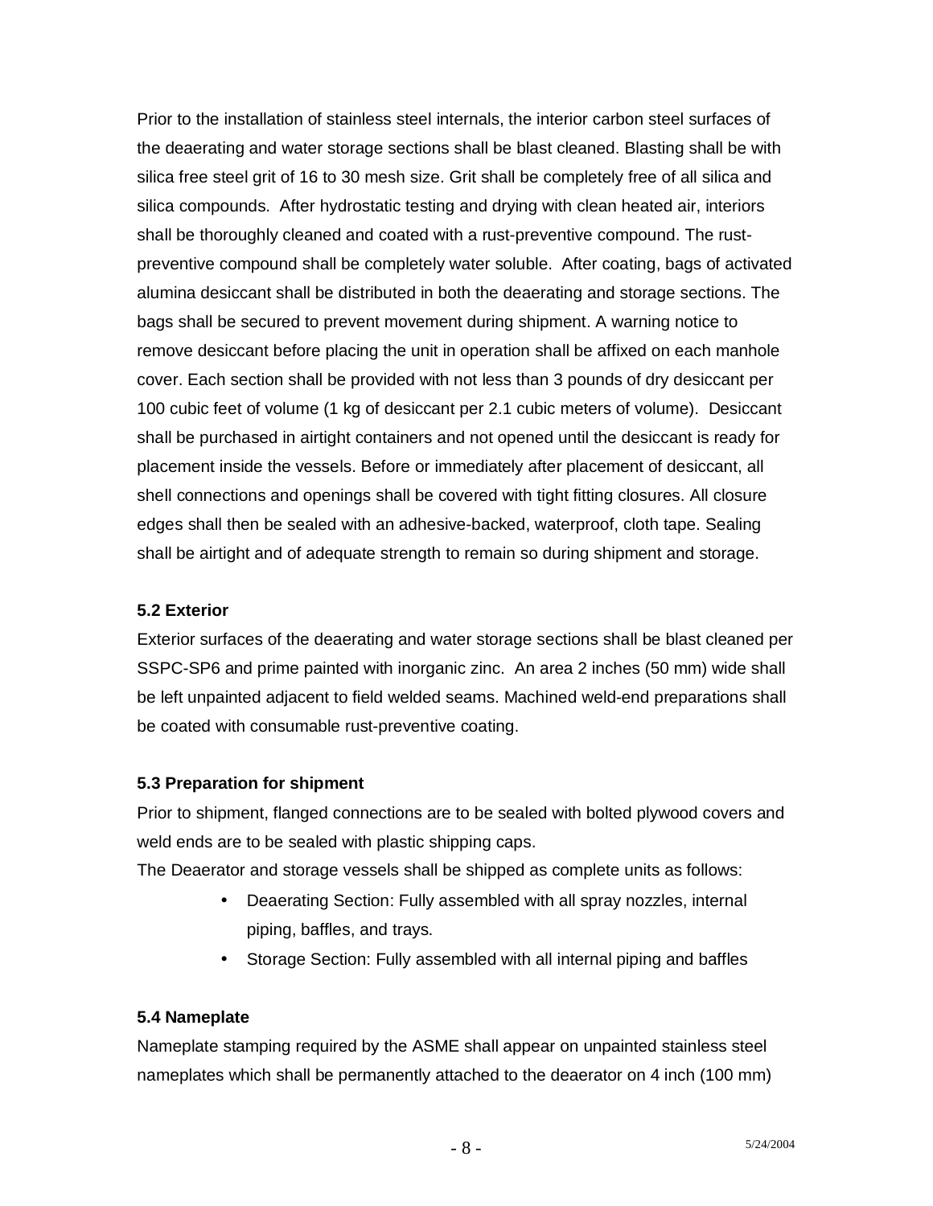Prior to the installation of stainless steel internals, the interior carbon steel surfaces of the deaerating and water storage sections shall be blast cleaned. Blasting shall be with silica free steel grit of 16 to 30 mesh size. Grit shall be completely free of all silica and silica compounds. After hydrostatic testing and drying with clean heated air, interiors shall be thoroughly cleaned and coated with a rust-preventive compound. The rust-preventive compound shall be completely water soluble. After coating, bags of activated alumina desiccant shall be distributed in both the deaerating and storage sections. The bags shall be secured to prevent movement during shipment. A warning notice to remove desiccant before placing the unit in operation shall be affixed on each manhole cover. Each section shall be provided with not less than 3 pounds of dry desiccant per 100 cubic feet of volume (1 kg of desiccant per 2.1 cubic meters of volume). Desiccant shall be purchased in airtight containers and not opened until the desiccant is ready for placement inside the vessels. Before or immediately after placement of desiccant, all shell connections and openings shall be covered with tight fitting closures. All closure edges shall then be sealed with an adhesive-backed, waterproof, cloth tape. Sealing shall be airtight and of adequate strength to remain so during shipment and storage.

### 5.2 Exterior

Exterior surfaces of the deaerating and water storage sections shall be blast cleaned per SSPC-SP6 and prime painted with inorganic zinc. An area 2 inches (50 mm) wide shall be left unpainted adjacent to field welded seams. Machined weld-end preparations shall be coated with consumable rust-preventive coating.

### 5.3 Preparation for shipment

Prior to shipment, flanged connections are to be sealed with bolted plywood covers and weld ends are to be sealed with plastic shipping caps.

The Deaerator and storage vessels shall be shipped as complete units as follows:

- Deaerating Section: Fully assembled with all spray nozzles, internal piping, baffles, and trays.
- Storage Section: Fully assembled with all internal piping and baffles

### 5.4 Nameplate

Nameplate stamping required by the ASME shall appear on unpainted stainless steel nameplates which shall be permanently attached to the deaerator on 4 inch (100 mm)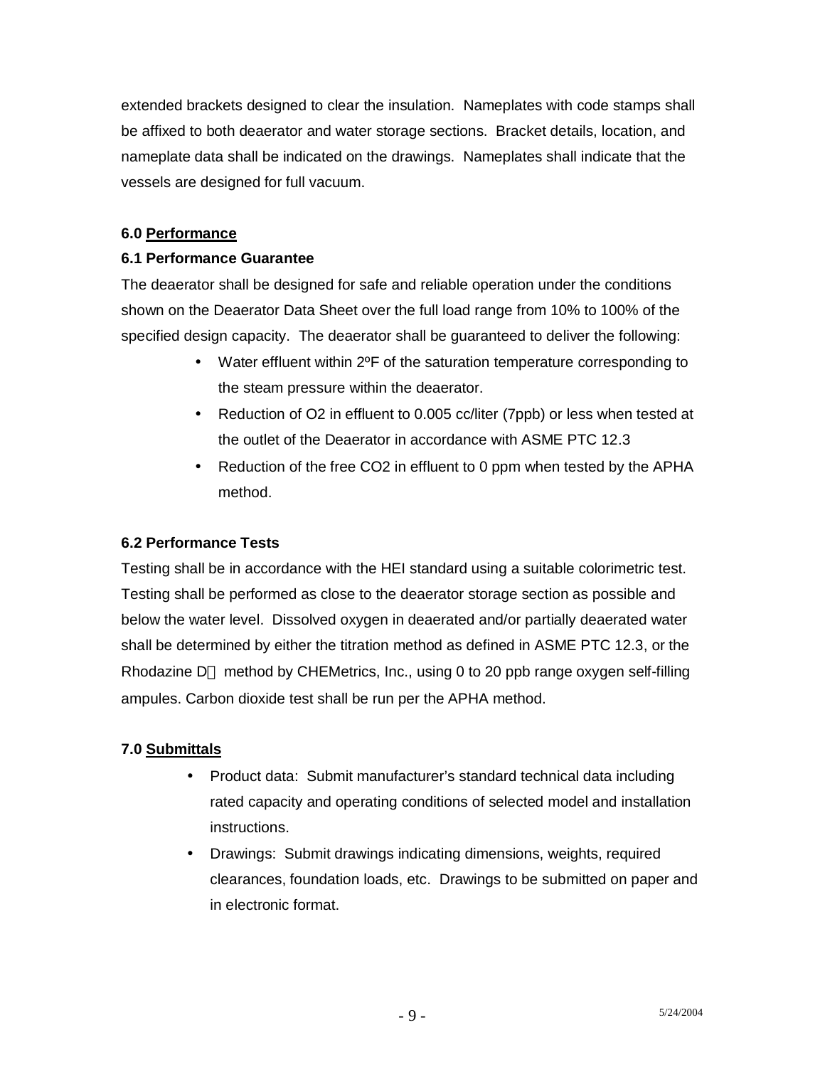extended brackets designed to clear the insulation. Nameplates with code stamps shall be affixed to both deaerator and water storage sections. Bracket details, location, and nameplate data shall be indicated on the drawings. Nameplates shall indicate that the vessels are designed for full vacuum.

## 6.0 Performance

### 6.1 Performance Guarantee

The deaerator shall be designed for safe and reliable operation under the conditions shown on the Deaerator Data Sheet over the full load range from 10% to 100% of the specified design capacity. The deaerator shall be guaranteed to deliver the following:

- Water effluent within 2ºF of the saturation temperature corresponding to the steam pressure within the deaerator.
- Reduction of $O_2$ in effluent to 0.005 cc/liter (7ppb) or less when tested at the outlet of the Deaerator in accordance with ASME PTC 12.3
- Reduction of the free $CO_2$ in effluent to 0 ppm when tested by the APHA method.

### 6.2 Performance Tests

Testing shall be in accordance with the HEI standard using a suitable colorimetric test. Testing shall be performed as close to the deaerator storage section as possible and below the water level. Dissolved oxygen in deaerated and/or partially deaerated water shall be determined by either the titration method as defined in ASME PTC 12.3, or the Rhodazine D method by CHEMetrics, Inc., using 0 to 20 ppb range oxygen self-filling ampules. Carbon dioxide test shall be run per the APHA method.

## 7.0 Submittals

- Product data: Submit manufacturer's standard technical data including rated capacity and operating conditions of selected model and installation instructions.
- Drawings: Submit drawings indicating dimensions, weights, required clearances, foundation loads, etc. Drawings to be submitted on paper and in electronic format.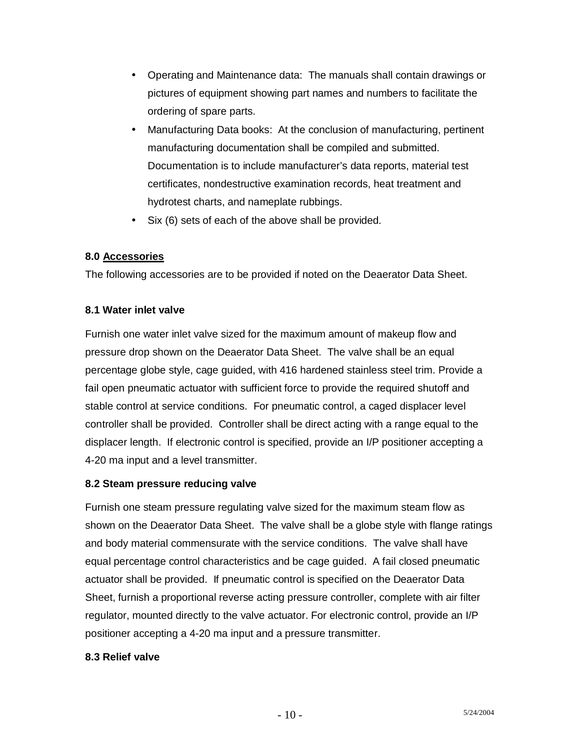- Operating and Maintenance data: The manuals shall contain drawings or pictures of equipment showing part names and numbers to facilitate the ordering of spare parts.
- Manufacturing Data books: At the conclusion of manufacturing, pertinent manufacturing documentation shall be compiled and submitted. Documentation is to include manufacturer's data reports, material test certificates, nondestructive examination records, heat treatment and hydrotest charts, and nameplate rubbings.
- Six (6) sets of each of the above shall be provided.

**8.0 Accessories**

The following accessories are to be provided if noted on the Deaerator Data Sheet.

**8.1 Water inlet valve**

Furnish one water inlet valve sized for the maximum amount of makeup flow and pressure drop shown on the Deaerator Data Sheet. The valve shall be an equal percentage globe style, cage guided, with 416 hardened stainless steel trim. Provide a fail open pneumatic actuator with sufficient force to provide the required shutoff and stable control at service conditions. For pneumatic control, a caged displacer level controller shall be provided. Controller shall be direct acting with a range equal to the displacer length. If electronic control is specified, provide an I/P positioner accepting a 4-20 ma input and a level transmitter.

**8.2 Steam pressure reducing valve**

Furnish one steam pressure regulating valve sized for the maximum steam flow as shown on the Deaerator Data Sheet. The valve shall be a globe style with flange ratings and body material commensurate with the service conditions. The valve shall have equal percentage control characteristics and be cage guided. A fail closed pneumatic actuator shall be provided. If pneumatic control is specified on the Deaerator Data Sheet, furnish a proportional reverse acting pressure controller, complete with air filter regulator, mounted directly to the valve actuator. For electronic control, provide an I/P positioner accepting a 4-20 ma input and a pressure transmitter.

**8.3 Relief valve**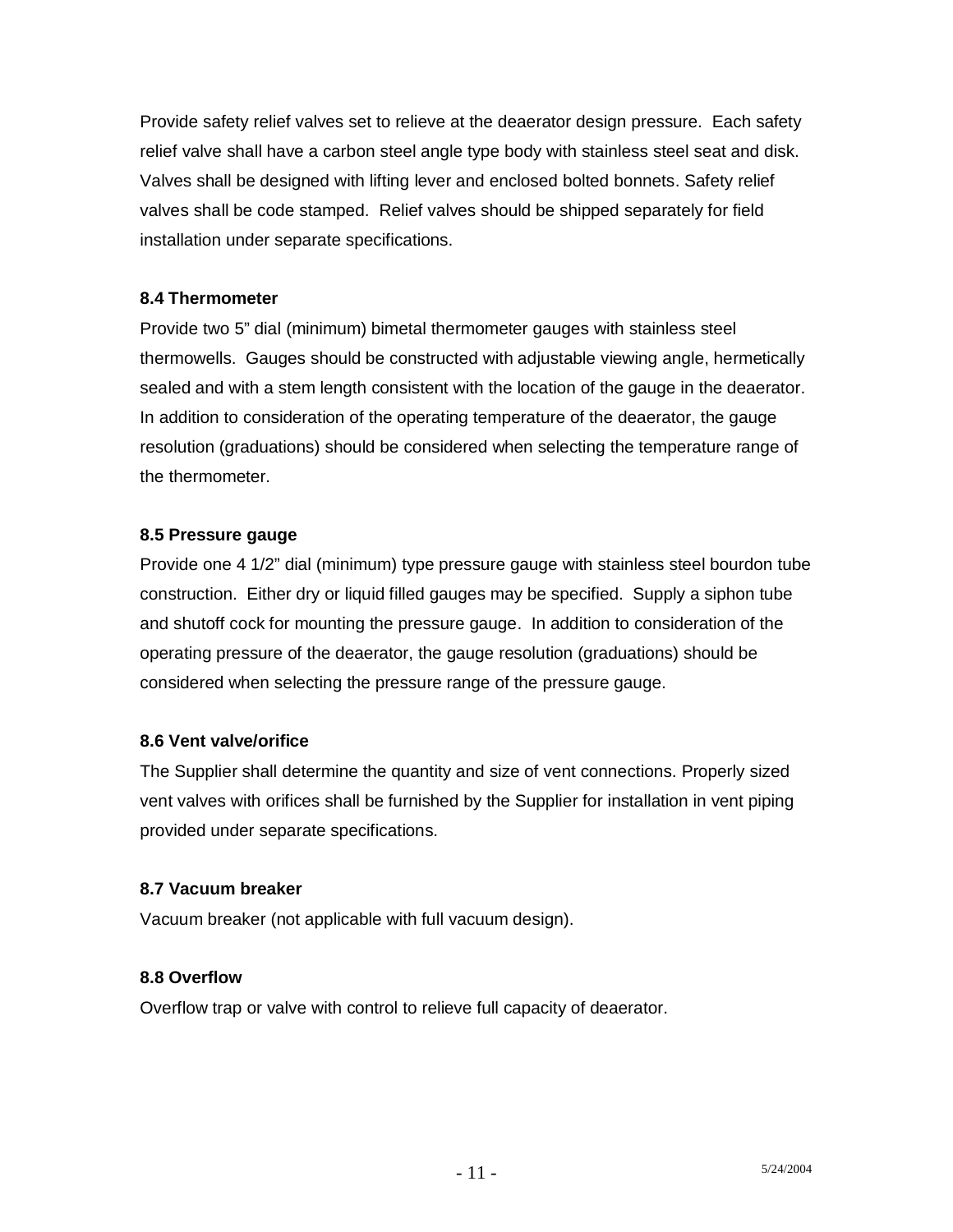Provide safety relief valves set to relieve at the deaerator design pressure. Each safety relief valve shall have a carbon steel angle type body with stainless steel seat and disk. Valves shall be designed with lifting lever and enclosed bolted bonnets. Safety relief valves shall be code stamped. Relief valves should be shipped separately for field installation under separate specifications.

### 8.4 Thermometer

Provide two 5" dial (minimum) bimetal thermometer gauges with stainless steel thermowells. Gauges should be constructed with adjustable viewing angle, hermetically sealed and with a stem length consistent with the location of the gauge in the deaerator. In addition to consideration of the operating temperature of the deaerator, the gauge resolution (graduations) should be considered when selecting the temperature range of the thermometer.

### 8.5 Pressure gauge

Provide one 4 1/2" dial (minimum) type pressure gauge with stainless steel bourdon tube construction. Either dry or liquid filled gauges may be specified. Supply a siphon tube and shutoff cock for mounting the pressure gauge. In addition to consideration of the operating pressure of the deaerator, the gauge resolution (graduations) should be considered when selecting the pressure range of the pressure gauge.

### 8.6 Vent valve/orifice

The Supplier shall determine the quantity and size of vent connections. Properly sized vent valves with orifices shall be furnished by the Supplier for installation in vent piping provided under separate specifications.

### 8.7 Vacuum breaker

Vacuum breaker (not applicable with full vacuum design).

### 8.8 Overflow

Overflow trap or valve with control to relieve full capacity of deaerator.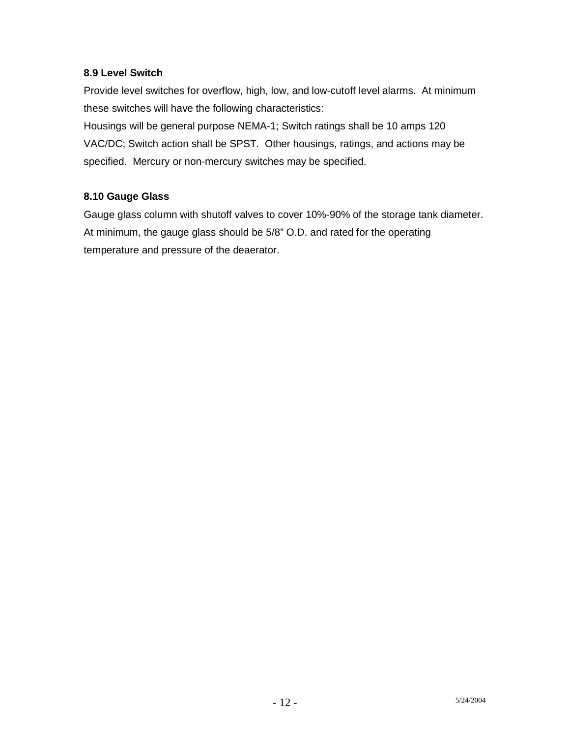### 8.9 Level Switch

Provide level switches for overflow, high, low, and low-cutoff level alarms. At minimum these switches will have the following characteristics:

Housings will be general purpose NEMA-1; Switch ratings shall be 10 amps 120 VAC/DC; Switch action shall be SPST. Other housings, ratings, and actions may be specified. Mercury or non-mercury switches may be specified.

### 8.10 Gauge Glass

Gauge glass column with shutoff valves to cover 10%-90% of the storage tank diameter. At minimum, the gauge glass should be 5/8" O.D. and rated for the operating temperature and pressure of the deaerator.